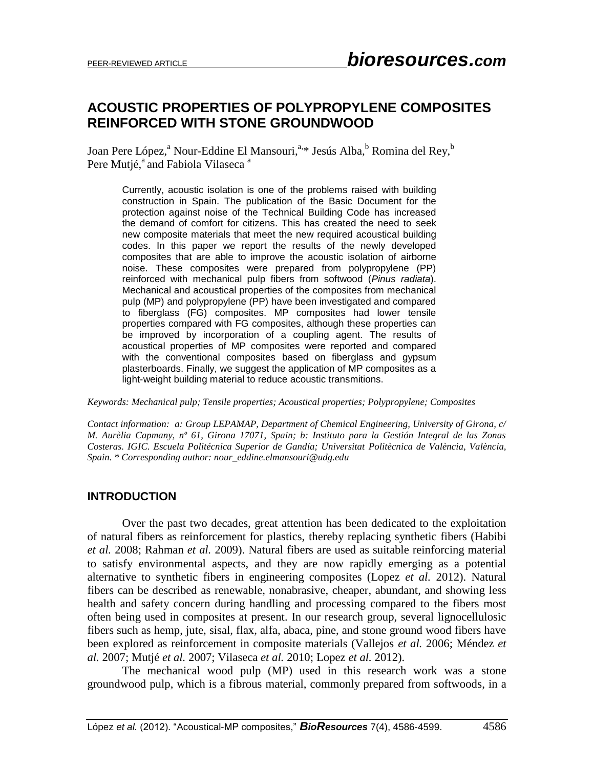# ACOUSTIC PROPERTIES OF POLYPROPYLENE COMPOSITES REINFORCED WITH STONE GROUNDWOOD

Joan Pere López,[a] Nour-Eddine El Mansouri,[a,*] Jesús Alba,[b] Romina del Rey,[b] Pere Mutjé,[a] and Fabiola Vilaseca [a]

Currently, acoustic isolation is one of the problems raised with building construction in Spain. The publication of the Basic Document for the protection against noise of the Technical Building Code has increased the demand of comfort for citizens. This has created the need to seek new composite materials that meet the new required acoustical building codes. In this paper we report the results of the newly developed composites that are able to improve the acoustic isolation of airborne noise. These composites were prepared from polypropylene (PP) reinforced with mechanical pulp fibers from softwood (*Pinus radiata*). Mechanical and acoustical properties of the composites from mechanical pulp (MP) and polypropylene (PP) have been investigated and compared to fiberglass (FG) composites. MP composites had lower tensile properties compared with FG composites, although these properties can be improved by incorporation of a coupling agent. The results of acoustical properties of MP composites were reported and compared with the conventional composites based on fiberglass and gypsum plasterboards. Finally, we suggest the application of MP composites as a light-weight building material to reduce acoustic transmitions.

*Keywords: Mechanical pulp; Tensile properties; Acoustical properties; Polypropylene; Composites*

*Contact information: a: Group LEPAMAP, Department of Chemical Engineering, University of Girona, c/ M. Aurèlia Capmany, nº 61, Girona 17071, Spain; b: Instituto para la Gestión Integral de las Zonas Costeras. IGIC. Escuela Politécnica Superior de Gandía; Universitat Politècnica de València, València, Spain. * Corresponding author: nour_eddine.elmansouri@udg.edu*

## INTRODUCTION

Over the past two decades, great attention has been dedicated to the exploitation of natural fibers as reinforcement for plastics, thereby replacing synthetic fibers (Habibi *et al.* 2008; Rahman *et al.* 2009). Natural fibers are used as suitable reinforcing material to satisfy environmental aspects, and they are now rapidly emerging as a potential alternative to synthetic fibers in engineering composites (Lopez *et al.* 2012). Natural fibers can be described as renewable, nonabrasive, cheaper, abundant, and showing less health and safety concern during handling and processing compared to the fibers most often being used in composites at present. In our research group, several lignocellulosic fibers such as hemp, jute, sisal, flax, alfa, abaca, pine, and stone ground wood fibers have been explored as reinforcement in composite materials (Vallejos *et al.* 2006; Méndez *et al.* 2007; Mutjé *et al.* 2007; Vilaseca *et al.* 2010; Lopez *et al.* 2012).

The mechanical wood pulp (MP) used in this research work was a stone groundwood pulp, which is a fibrous material, commonly prepared from softwoods, in a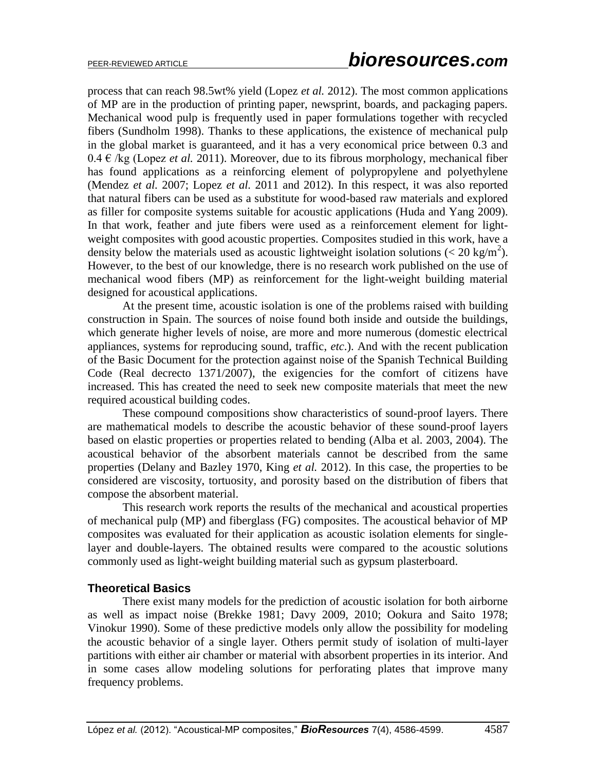process that can reach 98.5wt% yield (Lopez *et al.* 2012). The most common applications of MP are in the production of printing paper, newsprint, boards, and packaging papers. Mechanical wood pulp is frequently used in paper formulations together with recycled fibers (Sundholm 1998). Thanks to these applications, the existence of mechanical pulp in the global market is guaranteed, and it has a very economical price between 0.3 and 0.4 € /kg (Lopez *et al.* 2011). Moreover, due to its fibrous morphology, mechanical fiber has found applications as a reinforcing element of polypropylene and polyethylene (Mendez *et al.* 2007; Lopez *et al.* 2011 and 2012). In this respect, it was also reported that natural fibers can be used as a substitute for wood-based raw materials and explored as filler for composite systems suitable for acoustic applications (Huda and Yang 2009). In that work, feather and jute fibers were used as a reinforcement element for light-weight composites with good acoustic properties. Composites studied in this work, have a density below the materials used as acoustic lightweight isolation solutions ($< 20$ kg/m$^2$). However, to the best of our knowledge, there is no research work published on the use of mechanical wood fibers (MP) as reinforcement for the light-weight building material designed for acoustical applications.

At the present time, acoustic isolation is one of the problems raised with building construction in Spain. The sources of noise found both inside and outside the buildings, which generate higher levels of noise, are more and more numerous (domestic electrical appliances, systems for reproducing sound, traffic, *etc*.). And with the recent publication of the Basic Document for the protection against noise of the Spanish Technical Building Code (Real decrecto 1371/2007), the exigencies for the comfort of citizens have increased. This has created the need to seek new composite materials that meet the new required acoustical building codes.

These compound compositions show characteristics of sound-proof layers. There are mathematical models to describe the acoustic behavior of these sound-proof layers based on elastic properties or properties related to bending (Alba et al. 2003, 2004). The acoustical behavior of the absorbent materials cannot be described from the same properties (Delany and Bazley 1970, King *et al.* 2012). In this case, the properties to be considered are viscosity, tortuosity, and porosity based on the distribution of fibers that compose the absorbent material.

This research work reports the results of the mechanical and acoustical properties of mechanical pulp (MP) and fiberglass (FG) composites. The acoustical behavior of MP composites was evaluated for their application as acoustic isolation elements for single-layer and double-layers. The obtained results were compared to the acoustic solutions commonly used as light-weight building material such as gypsum plasterboard.

## Theoretical Basics

There exist many models for the prediction of acoustic isolation for both airborne as well as impact noise (Brekke 1981; Davy 2009, 2010; Ookura and Saito 1978; Vinokur 1990). Some of these predictive models only allow the possibility for modeling the acoustic behavior of a single layer. Others permit study of isolation of multi-layer partitions with either air chamber or material with absorbent properties in its interior. And in some cases allow modeling solutions for perforating plates that improve many frequency problems.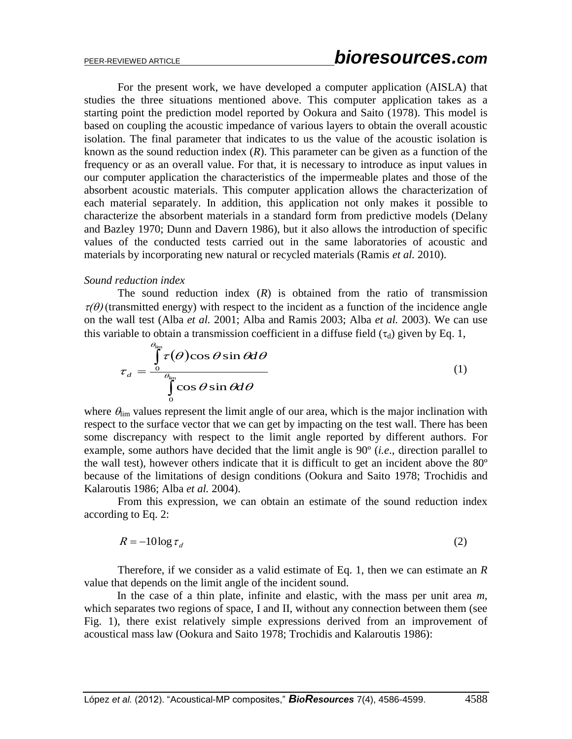For the present work, we have developed a computer application (AISLA) that studies the three situations mentioned above. This computer application takes as a starting point the prediction model reported by Ookura and Saito (1978). This model is based on coupling the acoustic impedance of various layers to obtain the overall acoustic isolation. The final parameter that indicates to us the value of the acoustic isolation is known as the sound reduction index ($R$). This parameter can be given as a function of the frequency or as an overall value. For that, it is necessary to introduce as input values in our computer application the characteristics of the impermeable plates and those of the absorbent acoustic materials. This computer application allows the characterization of each material separately. In addition, this application not only makes it possible to characterize the absorbent materials in a standard form from predictive models (Delany and Bazley 1970; Dunn and Davern 1986), but it also allows the introduction of specific values of the conducted tests carried out in the same laboratories of acoustic and materials by incorporating new natural or recycled materials (Ramis *et al.* 2010).

*Sound reduction index*

The sound reduction index ($R$) is obtained from the ratio of transmission $\tau(\theta)$ (transmitted energy) with respect to the incident as a function of the incidence angle on the wall test (Alba *et al.* 2001; Alba and Ramis 2003; Alba *et al.* 2003). We can use this variable to obtain a transmission coefficient in a diffuse field ($\tau_d$) given by Eq. 1,

$$\tau_d = \frac{\int_0^{\theta_{\lim}} \tau(\theta)\cos\theta \sin\theta d\theta}{\int_0^{\theta_{\lim}} \cos\theta \sin\theta d\theta} \tag{1}$$

where $\theta_{\lim}$ values represent the limit angle of our area, which is the major inclination with respect to the surface vector that we can get by impacting on the test wall. There has been some discrepancy with respect to the limit angle reported by different authors. For example, some authors have decided that the limit angle is 90º (*i.e.*, direction parallel to the wall test), however others indicate that it is difficult to get an incident above the 80º because of the limitations of design conditions (Ookura and Saito 1978; Trochidis and Kalaroutis 1986; Alba *et al.* 2004).

From this expression, we can obtain an estimate of the sound reduction index according to Eq. 2:

$$R = -10\log\tau_d \tag{2}$$

Therefore, if we consider as a valid estimate of Eq. 1, then we can estimate an $R$ value that depends on the limit angle of the incident sound.

In the case of a thin plate, infinite and elastic, with the mass per unit area $m$, which separates two regions of space, I and II, without any connection between them (see Fig. 1), there exist relatively simple expressions derived from an improvement of acoustical mass law (Ookura and Saito 1978; Trochidis and Kalaroutis 1986):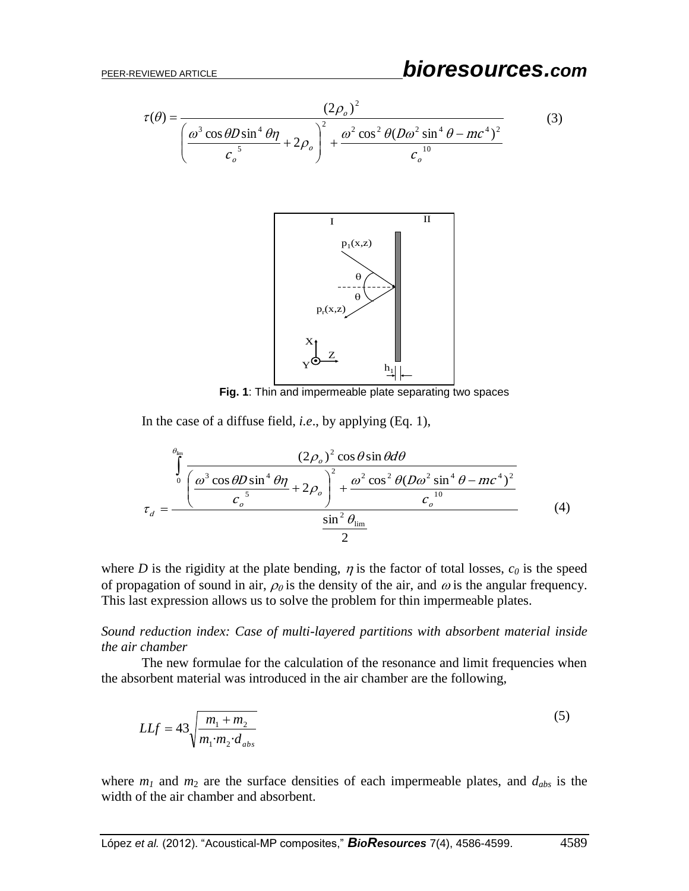$$\tau(\theta) = \frac{(2\rho_o)^2}{\left(\frac{\omega^3 \cos\theta D \sin^4\theta\eta}{c_o^{\ 5}} + 2\rho_o\right)^2 + \frac{\omega^2 \cos^2\theta(D\omega^2 \sin^4\theta - mc^4)^2}{c_o^{\ 10}}} \tag{3}$$

Fig. 1: Thin and impermeable plate separating two spaces

In the case of a diffuse field, *i.e*., by applying (Eq. 1),

$$\tau_d = \frac{\displaystyle\int_0^{\theta_{\lim}} \frac{(2\rho_o)^2 \cos\theta \sin\theta d\theta}{\left(\frac{\omega^3 \cos\theta D \sin^4\theta\eta}{c_o^{\ 5}} + 2\rho_o\right)^2 + \frac{\omega^2 \cos^2\theta(D\omega^2 \sin^4\theta - mc^4)^2}{c_o^{\ 10}}}}{\frac{\sin^2\theta_{\lim}}{2}} \tag{4}$$

where $D$ is the rigidity at the plate bending, $\eta$ is the factor of total losses, $c_0$ is the speed of propagation of sound in air, $\rho_0$ is the density of the air, and $\omega$ is the angular frequency. This last expression allows us to solve the problem for thin impermeable plates.

*Sound reduction index: Case of multi-layered partitions with absorbent material inside the air chamber*

The new formulae for the calculation of the resonance and limit frequencies when the absorbent material was introduced in the air chamber are the following,

$$LLf = 43\sqrt{\frac{m_1 + m_2}{m_1 \cdot m_2 \cdot d_{abs}}} \tag{5}$$

where $m_1$ and $m_2$ are the surface densities of each impermeable plates, and $d_{abs}$ is the width of the air chamber and absorbent.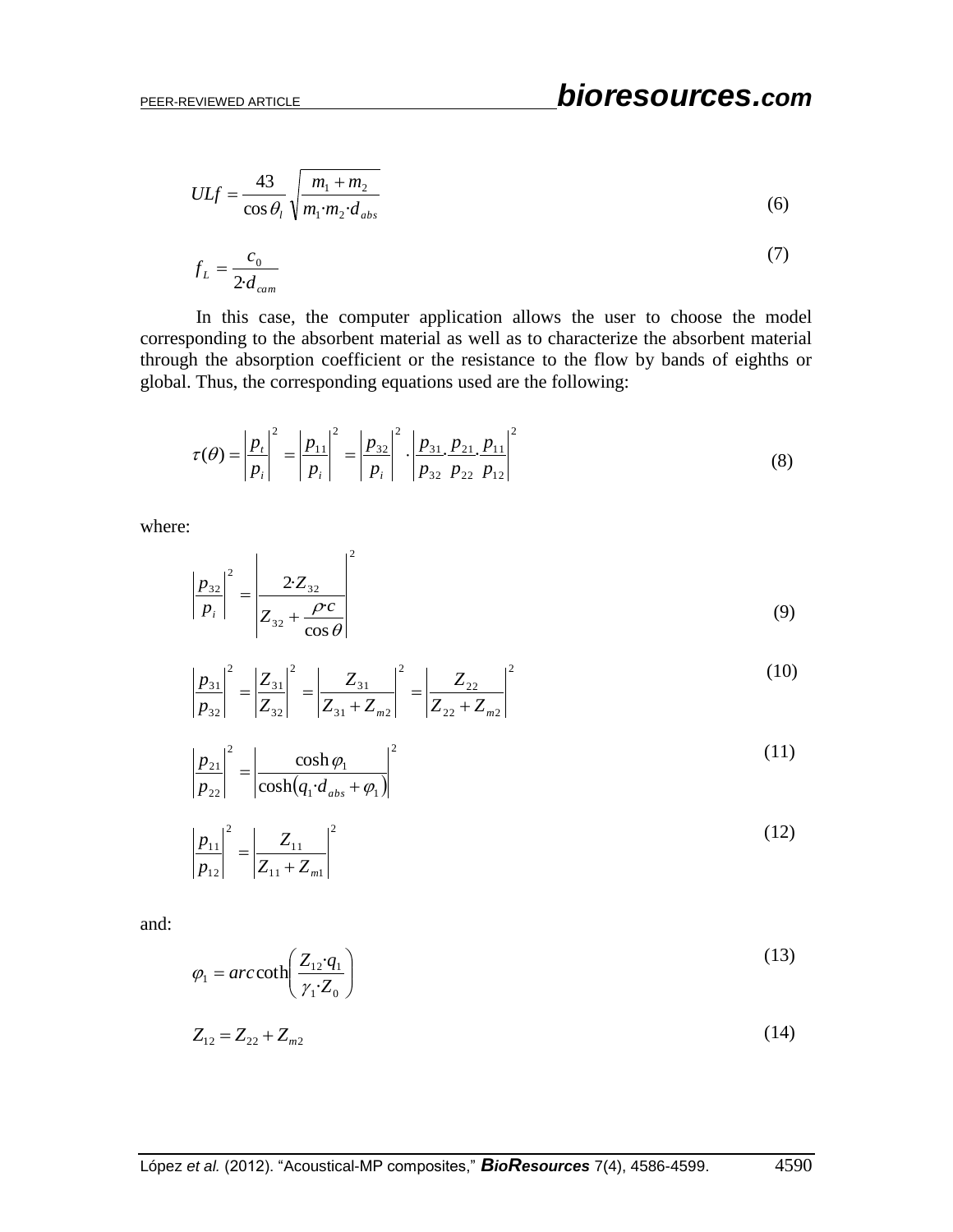$$ULf = \frac{43}{\cos\theta_l}\sqrt{\frac{m_1 + m_2}{m_1 \cdot m_2 \cdot d_{abs}}} \tag{6}$$

$$f_L = \frac{c_0}{2 \cdot d_{cam}} \tag{7}$$

In this case, the computer application allows the user to choose the model corresponding to the absorbent material as well as to characterize the absorbent material through the absorption coefficient or the resistance to the flow by bands of eighths or global. Thus, the corresponding equations used are the following:

$$\tau(\theta) = \left|\frac{p_t}{p_i}\right|^2 = \left|\frac{p_{11}}{p_i}\right|^2 = \left|\frac{p_{32}}{p_i}\right|^2 \cdot \left|\frac{p_{31}}{p_{32}} \cdot \frac{p_{21}}{p_{22}} \cdot \frac{p_{11}}{p_{12}}\right|^2 \tag{8}$$

where:

$$\left|\frac{p_{32}}{p_i}\right|^2 = \left|\frac{2 \cdot Z_{32}}{Z_{32} + \dfrac{\rho \cdot c}{\cos\theta}}\right|^2 \tag{9}$$

$$\left|\frac{p_{31}}{p_{32}}\right|^2 = \left|\frac{Z_{31}}{Z_{32}}\right|^2 = \left|\frac{Z_{31}}{Z_{31} + Z_{m2}}\right|^2 = \left|\frac{Z_{22}}{Z_{22} + Z_{m2}}\right|^2 \tag{10}$$

$$\left|\frac{p_{21}}{p_{22}}\right|^2 = \left|\frac{\cosh\varphi_1}{\cosh\left(q_1 \cdot d_{abs} + \varphi_1\right)}\right|^2 \tag{11}$$

$$\left|\frac{p_{11}}{p_{12}}\right|^2 = \left|\frac{Z_{11}}{Z_{11} + Z_{m1}}\right|^2 \tag{12}$$

and:

$$\varphi_1 = arc\coth\left(\frac{Z_{12} \cdot q_1}{\gamma_1 \cdot Z_0}\right) \tag{13}$$

$$Z_{12} = Z_{22} + Z_{m2} \tag{14}$$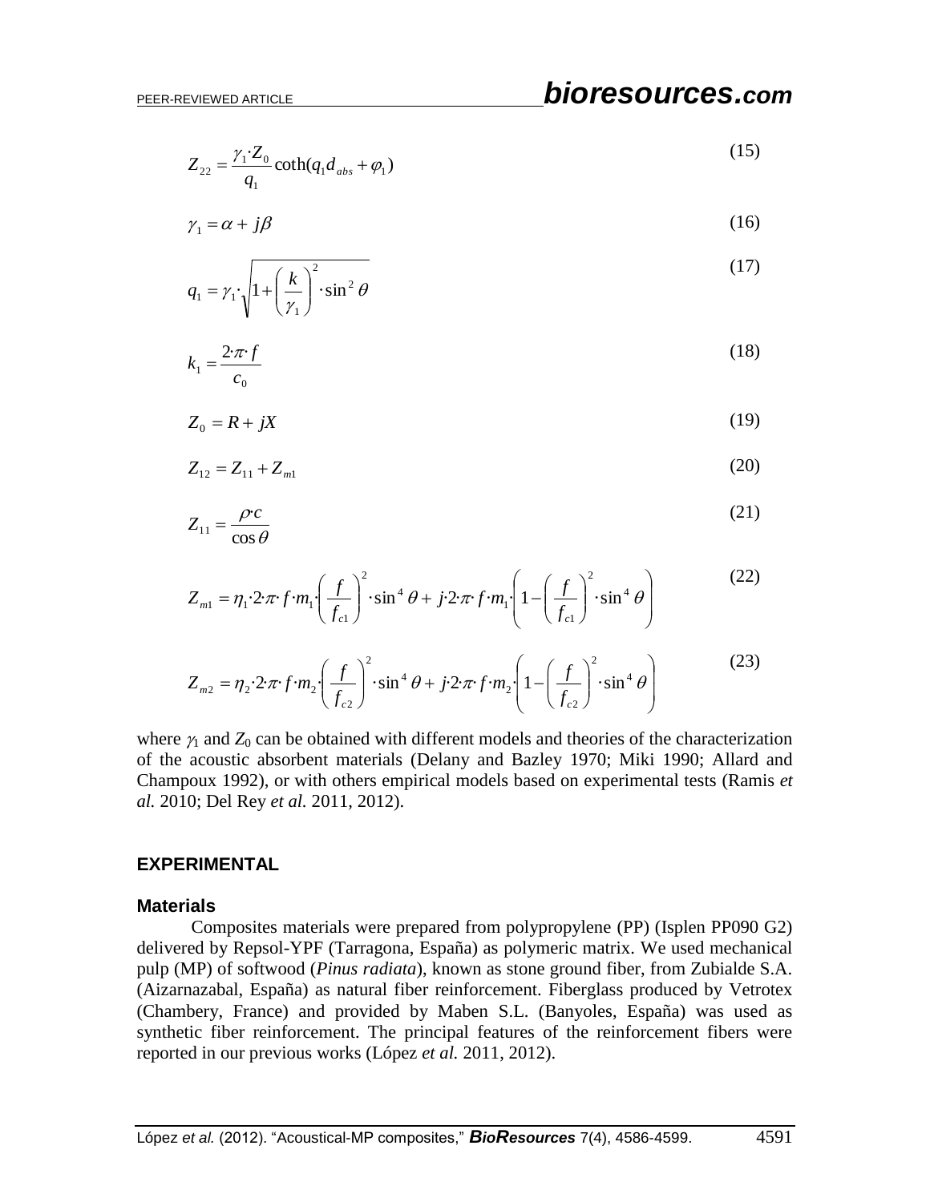$$Z_{22} = \frac{\gamma_1 \cdot Z_0}{q_1} \coth(q_1 d_{abs} + \varphi_1) \tag{15}$$

$$\gamma_1 = \alpha + j\beta \tag{16}$$

$$q_1 = \gamma_1 \cdot \sqrt{1 + \left(\frac{k}{\gamma_1}\right)^2 \cdot \sin^2 \theta} \tag{17}$$

$$k_1 = \frac{2 \cdot \pi \cdot f}{c_0} \tag{18}$$

$$Z_0 = R + jX \tag{19}$$

$$Z_{12} = Z_{11} + Z_{m1} \tag{20}$$

$$Z_{11} = \frac{\rho \cdot c}{\cos \theta} \tag{21}$$

$$Z_{m1} = \eta_1 \cdot 2 \cdot \pi \cdot f \cdot m_1 \cdot \left(\frac{f}{f_{c1}}\right)^2 \cdot \sin^4 \theta + j \cdot 2 \cdot \pi \cdot f \cdot m_1 \cdot \left(1 - \left(\frac{f}{f_{c1}}\right)^2 \cdot \sin^4 \theta\right) \tag{22}$$

$$Z_{m2} = \eta_2 \cdot 2 \cdot \pi \cdot f \cdot m_2 \cdot \left(\frac{f}{f_{c2}}\right)^2 \cdot \sin^4 \theta + j \cdot 2 \cdot \pi \cdot f \cdot m_2 \cdot \left(1 - \left(\frac{f}{f_{c2}}\right)^2 \cdot \sin^4 \theta\right) \tag{23}$$

where $\gamma_1$ and $Z_0$ can be obtained with different models and theories of the characterization of the acoustic absorbent materials (Delany and Bazley 1970; Miki 1990; Allard and Champoux 1992), or with others empirical models based on experimental tests (Ramis *et al.* 2010; Del Rey *et al.* 2011, 2012).

## EXPERIMENTAL

### Materials

Composites materials were prepared from polypropylene (PP) (Isplen PP090 G2) delivered by Repsol-YPF (Tarragona, España) as polymeric matrix. We used mechanical pulp (MP) of softwood (*Pinus radiata*), known as stone ground fiber, from Zubialde S.A. (Aizarnazabal, España) as natural fiber reinforcement. Fiberglass produced by Vetrotex (Chambery, France) and provided by Maben S.L. (Banyoles, España) was used as synthetic fiber reinforcement. The principal features of the reinforcement fibers were reported in our previous works (López *et al.* 2011, 2012).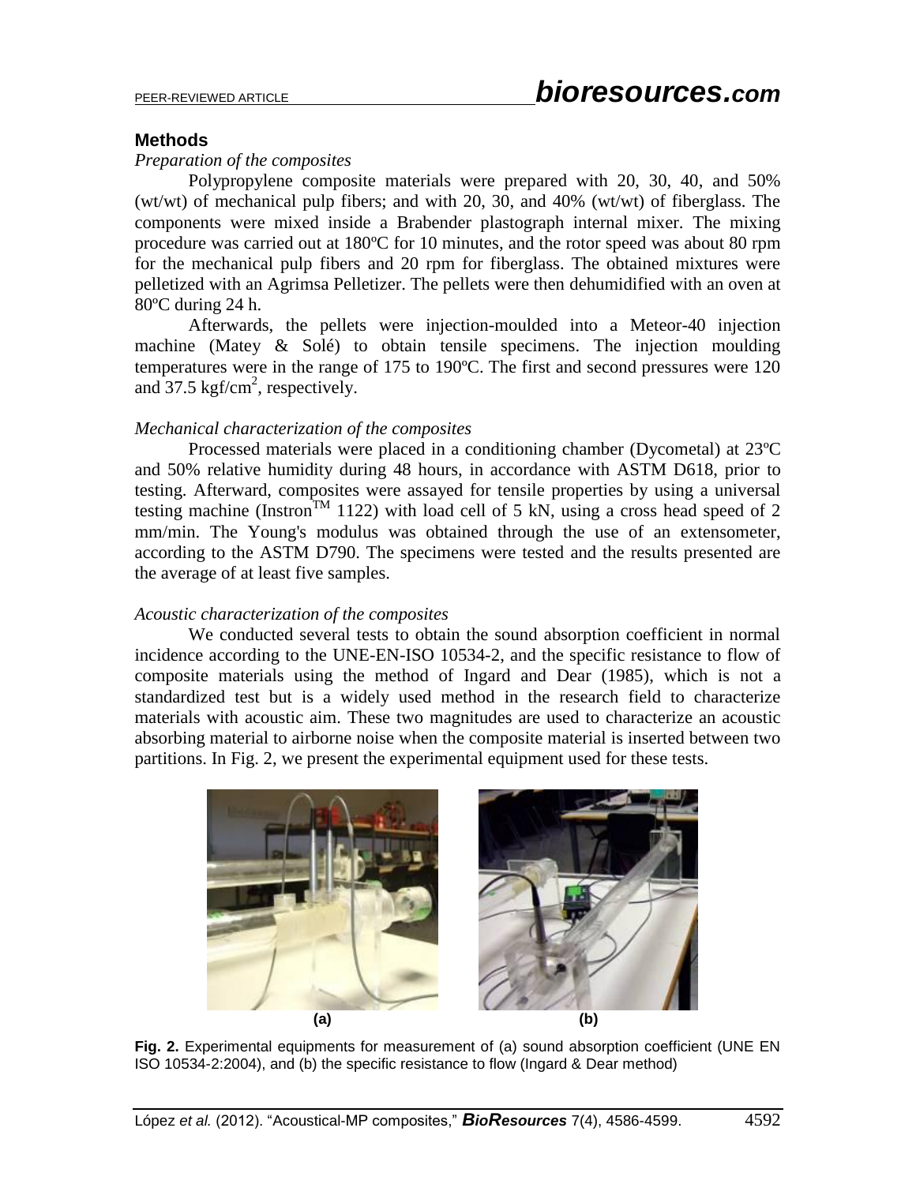## Methods

*Preparation of the composites*

Polypropylene composite materials were prepared with 20, 30, 40, and 50% (wt/wt) of mechanical pulp fibers; and with 20, 30, and 40% (wt/wt) of fiberglass. The components were mixed inside a Brabender plastograph internal mixer. The mixing procedure was carried out at 180ºC for 10 minutes, and the rotor speed was about 80 rpm for the mechanical pulp fibers and 20 rpm for fiberglass. The obtained mixtures were pelletized with an Agrimsa Pelletizer. The pellets were then dehumidified with an oven at 80ºC during 24 h.

Afterwards, the pellets were injection-moulded into a Meteor-40 injection machine (Matey & Solé) to obtain tensile specimens. The injection moulding temperatures were in the range of 175 to 190ºC. The first and second pressures were 120 and 37.5 kgf/cm$^2$, respectively.

*Mechanical characterization of the composites*

Processed materials were placed in a conditioning chamber (Dycometal) at 23ºC and 50% relative humidity during 48 hours, in accordance with ASTM D618, prior to testing. Afterward, composites were assayed for tensile properties by using a universal testing machine (Instron$^{TM}$ 1122) with load cell of 5 kN, using a cross head speed of 2 mm/min. The Young's modulus was obtained through the use of an extensometer, according to the ASTM D790. The specimens were tested and the results presented are the average of at least five samples.

*Acoustic characterization of the composites*

We conducted several tests to obtain the sound absorption coefficient in normal incidence according to the UNE-EN-ISO 10534-2, and the specific resistance to flow of composite materials using the method of Ingard and Dear (1985), which is not a standardized test but is a widely used method in the research field to characterize materials with acoustic aim. These two magnitudes are used to characterize an acoustic absorbing material to airborne noise when the composite material is inserted between two partitions. In Fig. 2, we present the experimental equipment used for these tests.

(a) (b)

**Fig. 2.** Experimental equipments for measurement of (a) sound absorption coefficient (UNE EN ISO 10534-2:2004), and (b) the specific resistance to flow (Ingard & Dear method)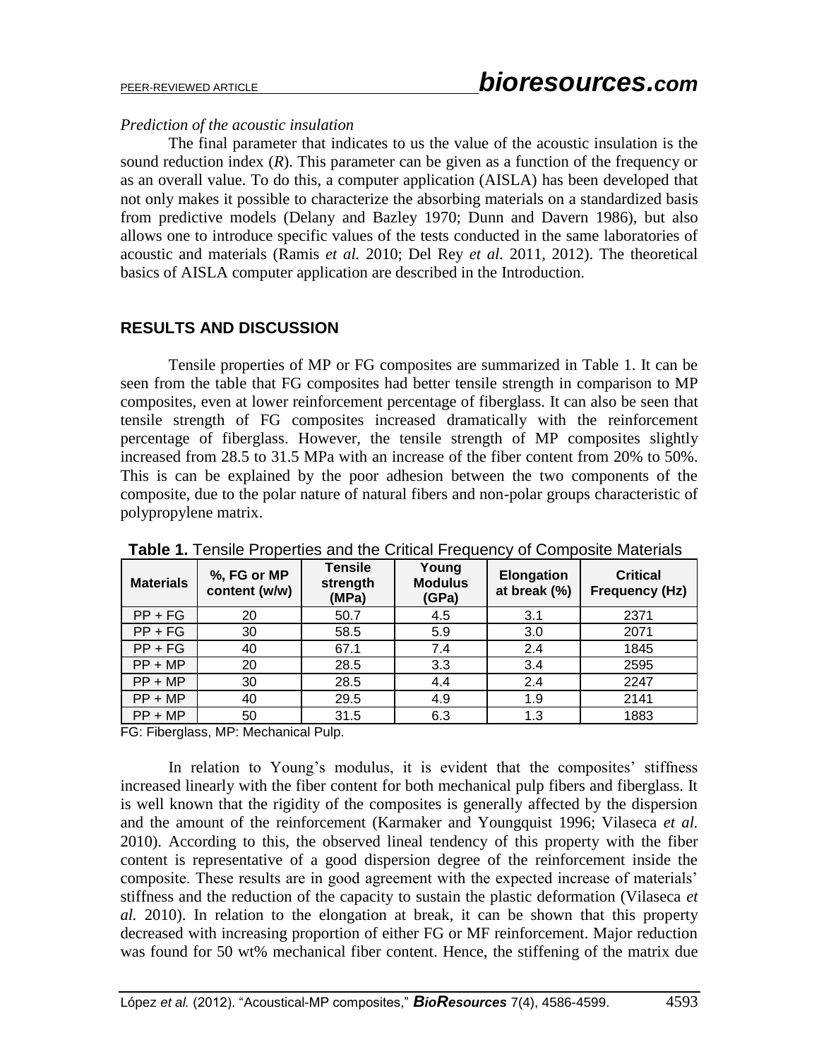*Prediction of the acoustic insulation*

The final parameter that indicates to us the value of the acoustic insulation is the sound reduction index (*R*). This parameter can be given as a function of the frequency or as an overall value. To do this, a computer application (AISLA) has been developed that not only makes it possible to characterize the absorbing materials on a standardized basis from predictive models (Delany and Bazley 1970; Dunn and Davern 1986), but also allows one to introduce specific values of the tests conducted in the same laboratories of acoustic and materials (Ramis *et al.* 2010; Del Rey *et al.* 2011, 2012). The theoretical basics of AISLA computer application are described in the Introduction.

## RESULTS AND DISCUSSION

Tensile properties of MP or FG composites are summarized in Table 1. It can be seen from the table that FG composites had better tensile strength in comparison to MP composites, even at lower reinforcement percentage of fiberglass. It can also be seen that tensile strength of FG composites increased dramatically with the reinforcement percentage of fiberglass. However, the tensile strength of MP composites slightly increased from 28.5 to 31.5 MPa with an increase of the fiber content from 20% to 50%. This is can be explained by the poor adhesion between the two components of the composite, due to the polar nature of natural fibers and non-polar groups characteristic of polypropylene matrix.

**Table 1.** Tensile Properties and the Critical Frequency of Composite Materials

| Materials | %, FG or MP content (w/w) | Tensile strength (MPa) | Young Modulus (GPa) | Elongation at break (%) | Critical Frequency (Hz) |
|---|---|---|---|---|---|
| PP + FG | 20 | 50.7 | 4.5 | 3.1 | 2371 |
| PP + FG | 30 | 58.5 | 5.9 | 3.0 | 2071 |
| PP + FG | 40 | 67.1 | 7.4 | 2.4 | 1845 |
| PP + MP | 20 | 28.5 | 3.3 | 3.4 | 2595 |
| PP + MP | 30 | 28.5 | 4.4 | 2.4 | 2247 |
| PP + MP | 40 | 29.5 | 4.9 | 1.9 | 2141 |
| PP + MP | 50 | 31.5 | 6.3 | 1.3 | 1883 |

FG: Fiberglass, MP: Mechanical Pulp.

In relation to Young's modulus, it is evident that the composites' stiffness increased linearly with the fiber content for both mechanical pulp fibers and fiberglass. It is well known that the rigidity of the composites is generally affected by the dispersion and the amount of the reinforcement (Karmaker and Youngquist 1996; Vilaseca *et al.* 2010). According to this, the observed lineal tendency of this property with the fiber content is representative of a good dispersion degree of the reinforcement inside the composite. These results are in good agreement with the expected increase of materials' stiffness and the reduction of the capacity to sustain the plastic deformation (Vilaseca *et al.* 2010). In relation to the elongation at break, it can be shown that this property decreased with increasing proportion of either FG or MF reinforcement. Major reduction was found for 50 wt% mechanical fiber content. Hence, the stiffening of the matrix due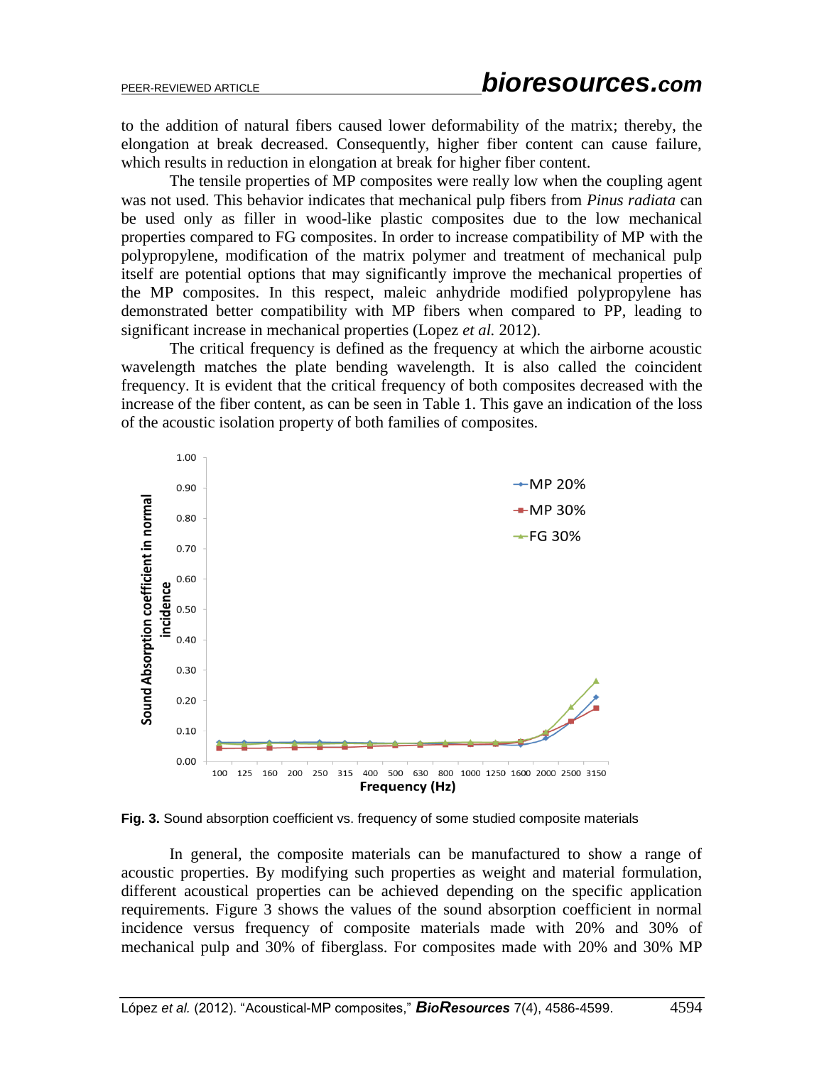to the addition of natural fibers caused lower deformability of the matrix; thereby, the elongation at break decreased. Consequently, higher fiber content can cause failure, which results in reduction in elongation at break for higher fiber content.

The tensile properties of MP composites were really low when the coupling agent was not used. This behavior indicates that mechanical pulp fibers from *Pinus radiata* can be used only as filler in wood-like plastic composites due to the low mechanical properties compared to FG composites. In order to increase compatibility of MP with the polypropylene, modification of the matrix polymer and treatment of mechanical pulp itself are potential options that may significantly improve the mechanical properties of the MP composites. In this respect, maleic anhydride modified polypropylene has demonstrated better compatibility with MP fibers when compared to PP, leading to significant increase in mechanical properties (Lopez *et al.* 2012).

The critical frequency is defined as the frequency at which the airborne acoustic wavelength matches the plate bending wavelength. It is also called the coincident frequency. It is evident that the critical frequency of both composites decreased with the increase of the fiber content, as can be seen in Table 1. This gave an indication of the loss of the acoustic isolation property of both families of composites.

**Fig. 3.** Sound absorption coefficient vs. frequency of some studied composite materials

In general, the composite materials can be manufactured to show a range of acoustic properties. By modifying such properties as weight and material formulation, different acoustical properties can be achieved depending on the specific application requirements. Figure 3 shows the values of the sound absorption coefficient in normal incidence versus frequency of composite materials made with 20% and 30% of mechanical pulp and 30% of fiberglass. For composites made with 20% and 30% MP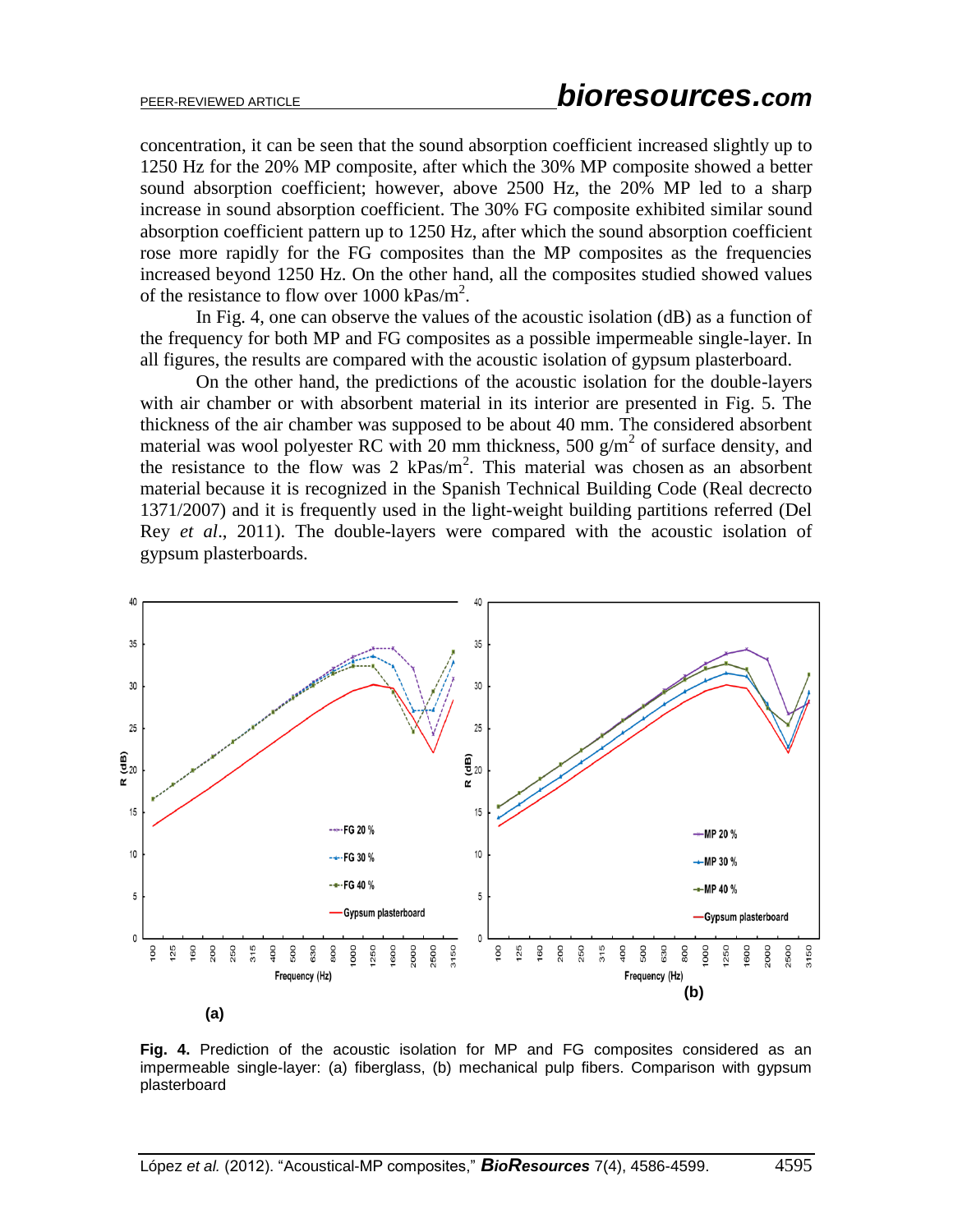concentration, it can be seen that the sound absorption coefficient increased slightly up to 1250 Hz for the 20% MP composite, after which the 30% MP composite showed a better sound absorption coefficient; however, above 2500 Hz, the 20% MP led to a sharp increase in sound absorption coefficient. The 30% FG composite exhibited similar sound absorption coefficient pattern up to 1250 Hz, after which the sound absorption coefficient rose more rapidly for the FG composites than the MP composites as the frequencies increased beyond 1250 Hz. On the other hand, all the composites studied showed values of the resistance to flow over 1000 kPas/m$^2$.

In Fig. 4, one can observe the values of the acoustic isolation (dB) as a function of the frequency for both MP and FG composites as a possible impermeable single-layer. In all figures, the results are compared with the acoustic isolation of gypsum plasterboard.

On the other hand, the predictions of the acoustic isolation for the double-layers with air chamber or with absorbent material in its interior are presented in Fig. 5. The thickness of the air chamber was supposed to be about 40 mm. The considered absorbent material was wool polyester RC with 20 mm thickness, 500 g/m$^2$ of surface density, and the resistance to the flow was 2 kPas/m$^2$. This material was chosen as an absorbent material because it is recognized in the Spanish Technical Building Code (Real decrecto 1371/2007) and it is frequently used in the light-weight building partitions referred (Del Rey *et al*., 2011). The double-layers were compared with the acoustic isolation of gypsum plasterboards.

**Fig. 4.** Prediction of the acoustic isolation for MP and FG composites considered as an impermeable single-layer: (a) fiberglass, (b) mechanical pulp fibers. Comparison with gypsum plasterboard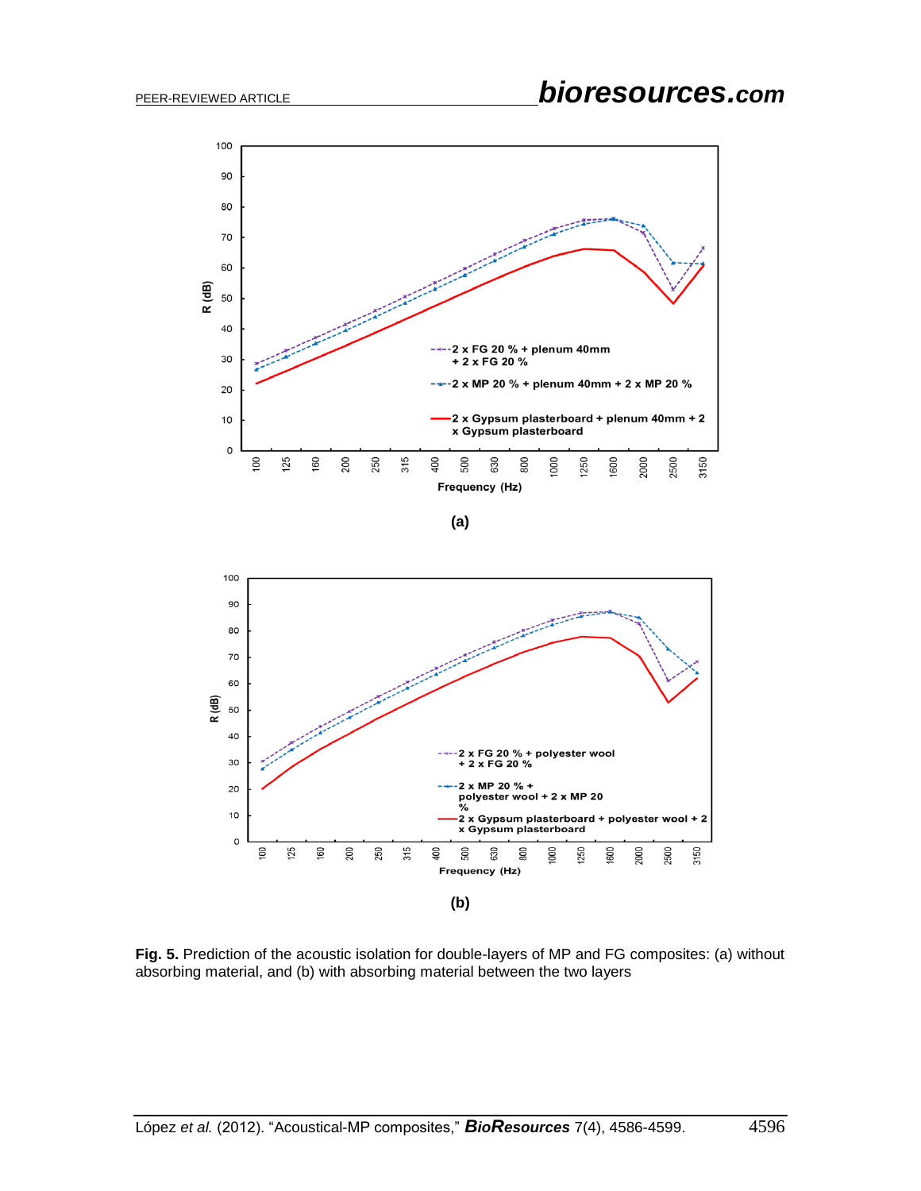**Fig. 5.** Prediction of the acoustic isolation for double-layers of MP and FG composites: (a) without absorbing material, and (b) with absorbing material between the two layers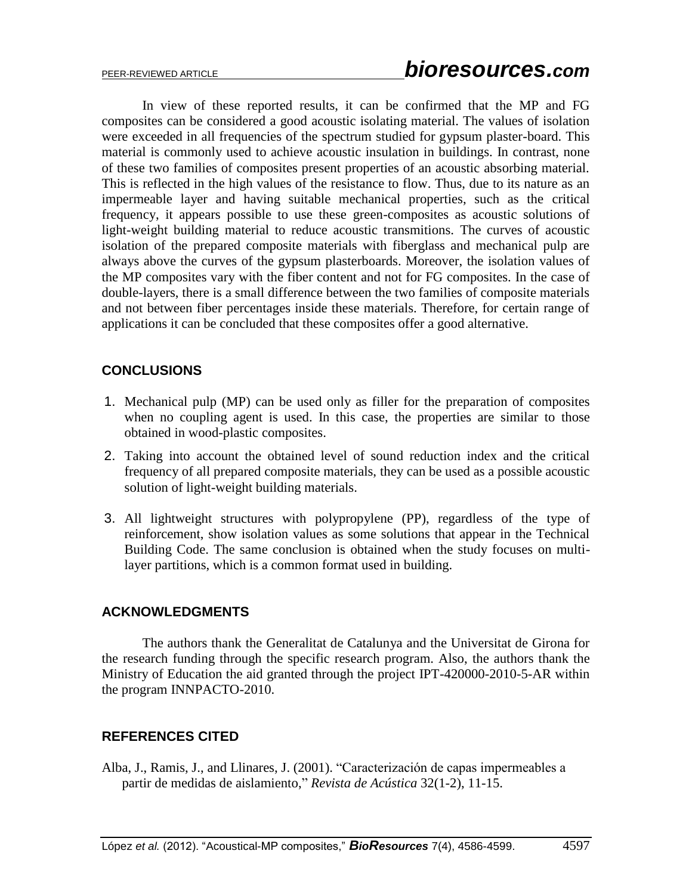In view of these reported results, it can be confirmed that the MP and FG composites can be considered a good acoustic isolating material. The values of isolation were exceeded in all frequencies of the spectrum studied for gypsum plaster-board. This material is commonly used to achieve acoustic insulation in buildings. In contrast, none of these two families of composites present properties of an acoustic absorbing material. This is reflected in the high values of the resistance to flow. Thus, due to its nature as an impermeable layer and having suitable mechanical properties, such as the critical frequency, it appears possible to use these green-composites as acoustic solutions of light-weight building material to reduce acoustic transmitions. The curves of acoustic isolation of the prepared composite materials with fiberglass and mechanical pulp are always above the curves of the gypsum plasterboards. Moreover, the isolation values of the MP composites vary with the fiber content and not for FG composites. In the case of double-layers, there is a small difference between the two families of composite materials and not between fiber percentages inside these materials. Therefore, for certain range of applications it can be concluded that these composites offer a good alternative.

## CONCLUSIONS

1. Mechanical pulp (MP) can be used only as filler for the preparation of composites when no coupling agent is used. In this case, the properties are similar to those obtained in wood-plastic composites.
2. Taking into account the obtained level of sound reduction index and the critical frequency of all prepared composite materials, they can be used as a possible acoustic solution of light-weight building materials.
3. All lightweight structures with polypropylene (PP), regardless of the type of reinforcement, show isolation values as some solutions that appear in the Technical Building Code. The same conclusion is obtained when the study focuses on multi-layer partitions, which is a common format used in building.

## ACKNOWLEDGMENTS

The authors thank the Generalitat de Catalunya and the Universitat de Girona for the research funding through the specific research program. Also, the authors thank the Ministry of Education the aid granted through the project IPT-420000-2010-5-AR within the program INNPACTO-2010.

## REFERENCES CITED

Alba, J., Ramis, J., and Llinares, J. (2001). "Caracterización de capas impermeables a partir de medidas de aislamiento," *Revista de Acústica* 32(1-2), 11-15.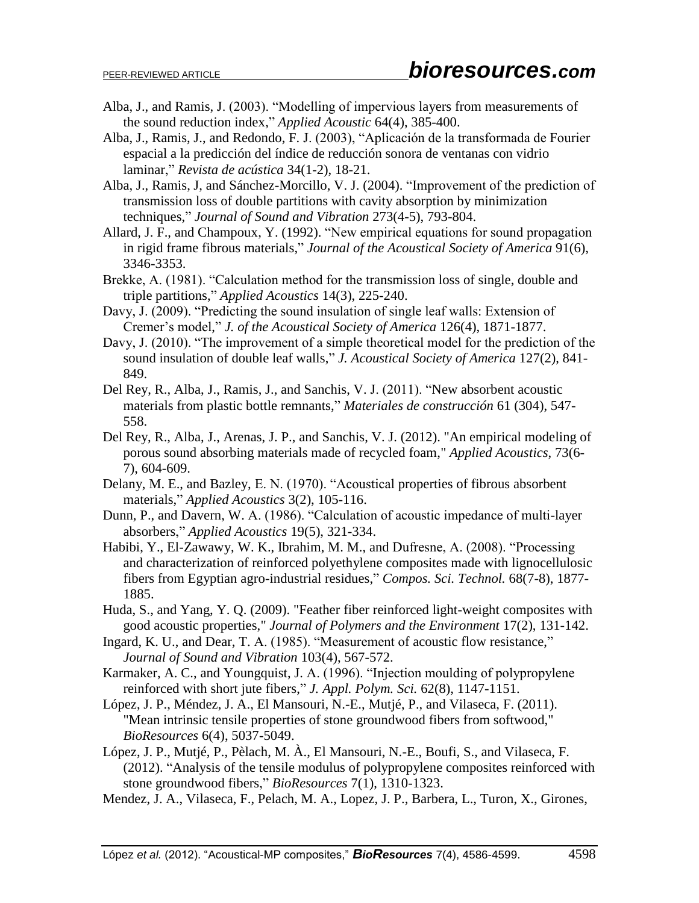Alba, J., and Ramis, J. (2003). "Modelling of impervious layers from measurements of the sound reduction index," *Applied Acoustic* 64(4), 385-400.

Alba, J., Ramis, J., and Redondo, F. J. (2003), "Aplicación de la transformada de Fourier espacial a la predicción del índice de reducción sonora de ventanas con vidrio laminar," *Revista de acústica* 34(1-2), 18-21.

Alba, J., Ramis, J, and Sánchez-Morcillo, V. J. (2004). "Improvement of the prediction of transmission loss of double partitions with cavity absorption by minimization techniques," *Journal of Sound and Vibration* 273(4-5), 793-804.

Allard, J. F., and Champoux, Y. (1992). "New empirical equations for sound propagation in rigid frame fibrous materials," *Journal of the Acoustical Society of America* 91(6), 3346-3353.

Brekke, A. (1981). "Calculation method for the transmission loss of single, double and triple partitions," *Applied Acoustics* 14(3), 225-240.

Davy, J. (2009). "Predicting the sound insulation of single leaf walls: Extension of Cremer's model," *J. of the Acoustical Society of America* 126(4), 1871-1877.

Davy, J. (2010). "The improvement of a simple theoretical model for the prediction of the sound insulation of double leaf walls," *J. Acoustical Society of America* 127(2), 841-849.

Del Rey, R., Alba, J., Ramis, J., and Sanchis, V. J. (2011). "New absorbent acoustic materials from plastic bottle remnants," *Materiales de construcción* 61 (304), 547-558.

Del Rey, R., Alba, J., Arenas, J. P., and Sanchis, V. J. (2012). "An empirical modeling of porous sound absorbing materials made of recycled foam," *Applied Acoustics*, 73(6-7), 604-609.

Delany, M. E., and Bazley, E. N. (1970). "Acoustical properties of fibrous absorbent materials," *Applied Acoustics* 3(2), 105-116.

Dunn, P., and Davern, W. A. (1986). "Calculation of acoustic impedance of multi-layer absorbers," *Applied Acoustics* 19(5), 321-334.

Habibi, Y., El-Zawawy, W. K., Ibrahim, M. M., and Dufresne, A. (2008). "Processing and characterization of reinforced polyethylene composites made with lignocellulosic fibers from Egyptian agro-industrial residues," *Compos. Sci. Technol.* 68(7-8), 1877-1885.

Huda, S., and Yang, Y. Q. (2009). "Feather fiber reinforced light-weight composites with good acoustic properties," *Journal of Polymers and the Environment* 17(2), 131-142.

Ingard, K. U., and Dear, T. A. (1985). "Measurement of acoustic flow resistance," *Journal of Sound and Vibration* 103(4), 567-572.

Karmaker, A. C., and Youngquist, J. A. (1996). "Injection moulding of polypropylene reinforced with short jute fibers," *J. Appl. Polym. Sci.* 62(8), 1147-1151.

López, J. P., Méndez, J. A., El Mansouri, N.-E., Mutjé, P., and Vilaseca, F. (2011). "Mean intrinsic tensile properties of stone groundwood fibers from softwood," *BioResources* 6(4), 5037-5049.

López, J. P., Mutjé, P., Pèlach, M. À., El Mansouri, N.-E., Boufi, S., and Vilaseca, F. (2012). "Analysis of the tensile modulus of polypropylene composites reinforced with stone groundwood fibers," *BioResources* 7(1), 1310-1323.

Mendez, J. A., Vilaseca, F., Pelach, M. A., Lopez, J. P., Barbera, L., Turon, X., Girones,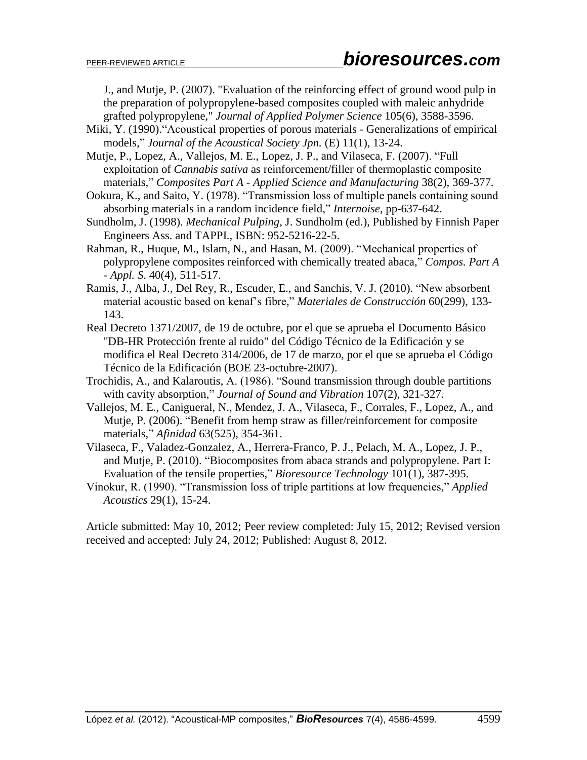J., and Mutje, P. (2007). "Evaluation of the reinforcing effect of ground wood pulp in the preparation of polypropylene-based composites coupled with maleic anhydride grafted polypropylene," *Journal of Applied Polymer Science* 105(6), 3588-3596.

Miki, Y. (1990)."Acoustical properties of porous materials - Generalizations of empirical models," *Journal of the Acoustical Society Jpn.* (E) 11(1), 13-24.

Mutje, P., Lopez, A., Vallejos, M. E., Lopez, J. P., and Vilaseca, F. (2007). "Full exploitation of *Cannabis sativa* as reinforcement/filler of thermoplastic composite materials," *Composites Part A - Applied Science and Manufacturing* 38(2), 369-377.

Ookura, K., and Saito, Y. (1978). "Transmission loss of multiple panels containing sound absorbing materials in a random incidence field," *Internoise*, pp-637-642.

Sundholm, J. (1998). *Mechanical Pulping*, J. Sundholm (ed.), Published by Finnish Paper Engineers Ass. and TAPPI., ISBN: 952-5216-22-5.

Rahman, R., Huque, M., Islam, N., and Hasan, M. (2009). "Mechanical properties of polypropylene composites reinforced with chemically treated abaca," *Compos. Part A - Appl. S.* 40(4), 511-517.

Ramis, J., Alba, J., Del Rey, R., Escuder, E., and Sanchis, V. J. (2010). "New absorbent material acoustic based on kenaf's fibre," *Materiales de Construcción* 60(299), 133-143.

Real Decreto 1371/2007, de 19 de octubre, por el que se aprueba el Documento Básico "DB-HR Protección frente al ruido" del Código Técnico de la Edificación y se modifica el Real Decreto 314/2006, de 17 de marzo, por el que se aprueba el Código Técnico de la Edificación (BOE 23-octubre-2007).

Trochidis, A., and Kalaroutis, A. (1986). "Sound transmission through double partitions with cavity absorption," *Journal of Sound and Vibration* 107(2), 321-327.

Vallejos, M. E., Canigueral, N., Mendez, J. A., Vilaseca, F., Corrales, F., Lopez, A., and Mutje, P. (2006). "Benefit from hemp straw as filler/reinforcement for composite materials," *Afinidad* 63(525), 354-361.

Vilaseca, F., Valadez-Gonzalez, A., Herrera-Franco, P. J., Pelach, M. A., Lopez, J. P., and Mutje, P. (2010). "Biocomposites from abaca strands and polypropylene. Part I: Evaluation of the tensile properties," *Bioresource Technology* 101(1), 387-395.

Vinokur, R. (1990). "Transmission loss of triple partitions at low frequencies," *Applied Acoustics* 29(1), 15-24.

Article submitted: May 10, 2012; Peer review completed: July 15, 2012; Revised version received and accepted: July 24, 2012; Published: August 8, 2012.